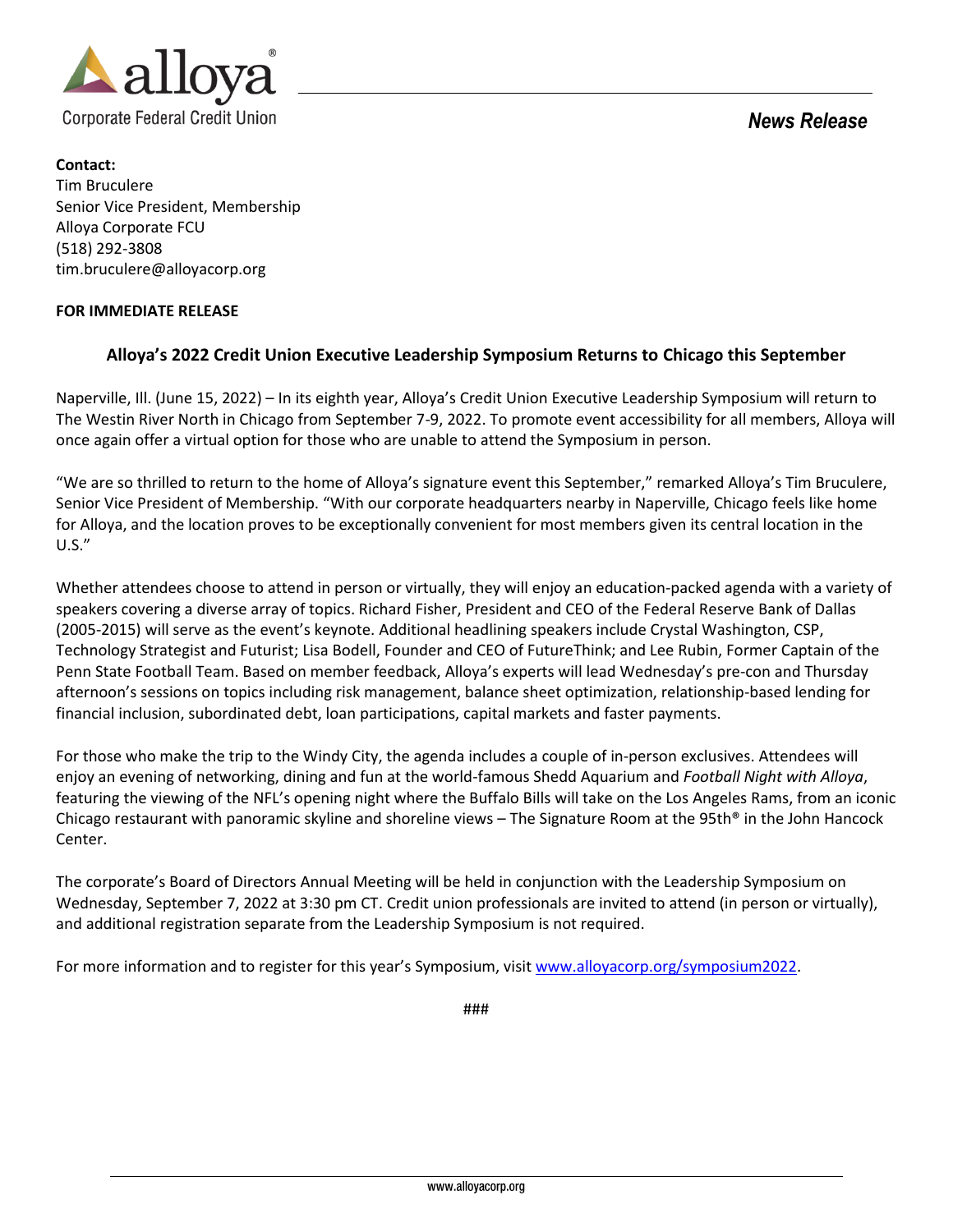alloya®
Corporate Federal Credit Union

*News Release*

**Contact:**
Tim Bruculere
Senior Vice President, Membership
Alloya Corporate FCU
(518) 292-3808
tim.bruculere@alloyacorp.org

**FOR IMMEDIATE RELEASE**

## Alloya's 2022 Credit Union Executive Leadership Symposium Returns to Chicago this September

Naperville, Ill. (June 15, 2022) – In its eighth year, Alloya's Credit Union Executive Leadership Symposium will return to The Westin River North in Chicago from September 7-9, 2022. To promote event accessibility for all members, Alloya will once again offer a virtual option for those who are unable to attend the Symposium in person.

"We are so thrilled to return to the home of Alloya's signature event this September," remarked Alloya's Tim Bruculere, Senior Vice President of Membership. "With our corporate headquarters nearby in Naperville, Chicago feels like home for Alloya, and the location proves to be exceptionally convenient for most members given its central location in the U.S."

Whether attendees choose to attend in person or virtually, they will enjoy an education-packed agenda with a variety of speakers covering a diverse array of topics. Richard Fisher, President and CEO of the Federal Reserve Bank of Dallas (2005-2015) will serve as the event's keynote. Additional headlining speakers include Crystal Washington, CSP, Technology Strategist and Futurist; Lisa Bodell, Founder and CEO of FutureThink; and Lee Rubin, Former Captain of the Penn State Football Team. Based on member feedback, Alloya's experts will lead Wednesday's pre-con and Thursday afternoon's sessions on topics including risk management, balance sheet optimization, relationship-based lending for financial inclusion, subordinated debt, loan participations, capital markets and faster payments.

For those who make the trip to the Windy City, the agenda includes a couple of in-person exclusives. Attendees will enjoy an evening of networking, dining and fun at the world-famous Shedd Aquarium and *Football Night with Alloya*, featuring the viewing of the NFL's opening night where the Buffalo Bills will take on the Los Angeles Rams, from an iconic Chicago restaurant with panoramic skyline and shoreline views – The Signature Room at the 95th® in the John Hancock Center.

The corporate's Board of Directors Annual Meeting will be held in conjunction with the Leadership Symposium on Wednesday, September 7, 2022 at 3:30 pm CT. Credit union professionals are invited to attend (in person or virtually), and additional registration separate from the Leadership Symposium is not required.

For more information and to register for this year's Symposium, visit www.alloyacorp.org/symposium2022.

###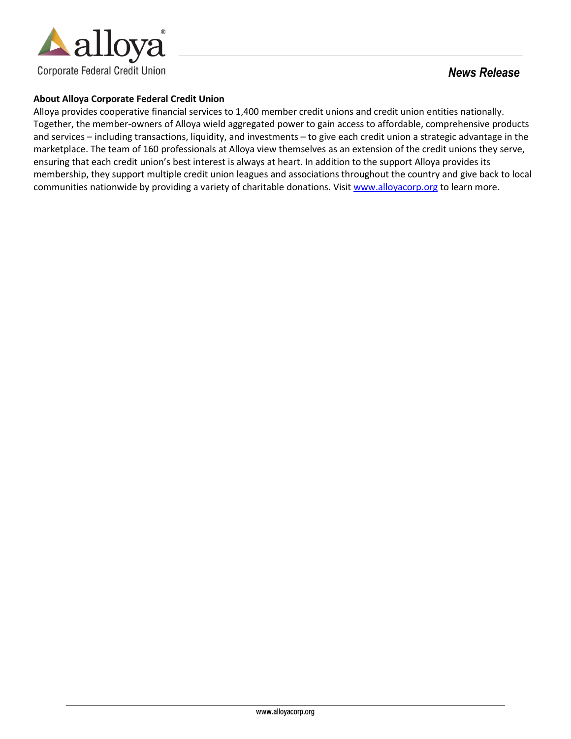**About Alloya Corporate Federal Credit Union**

Alloya provides cooperative financial services to 1,400 member credit unions and credit union entities nationally. Together, the member-owners of Alloya wield aggregated power to gain access to affordable, comprehensive products and services – including transactions, liquidity, and investments – to give each credit union a strategic advantage in the marketplace. The team of 160 professionals at Alloya view themselves as an extension of the credit unions they serve, ensuring that each credit union's best interest is always at heart. In addition to the support Alloya provides its membership, they support multiple credit union leagues and associations throughout the country and give back to local communities nationwide by providing a variety of charitable donations. Visit www.alloyacorp.org to learn more.